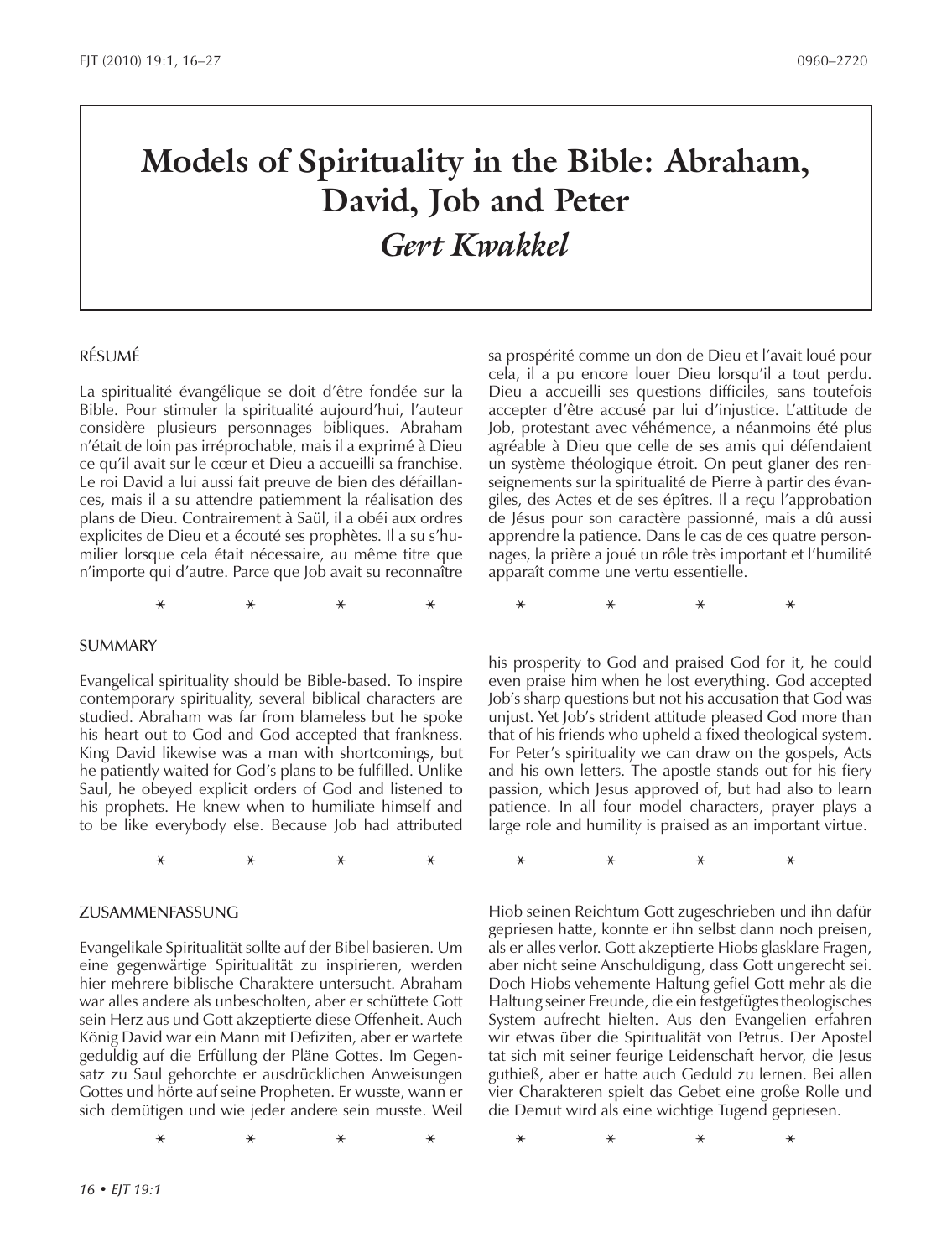# Models of Spirituality in the Bible: Abraham, David, Job and Peter

## *Gert Kwakkel*

### RÉSUMÉ

La spiritualité évangélique se doit d'être fondée sur la Bible. Pour stimuler la spiritualité aujourd'hui, l'auteur considère plusieurs personnages bibliques. Abraham n'était de loin pas irréprochable, mais il a exprimé à Dieu ce qu'il avait sur le cœur et Dieu a accueilli sa franchise. Le roi David a lui aussi fait preuve de bien des défaillances, mais il a su attendre patiemment la réalisation des plans de Dieu. Contrairement à Saül, il a obéi aux ordres explicites de Dieu et a écouté ses prophètes. Il a su s'humilier lorsque cela était nécessaire, au même titre que n'importe qui d'autre. Parce que Job avait su reconnaître sa prospérité comme un don de Dieu et l'avait loué pour cela, il a pu encore louer Dieu lorsqu'il a tout perdu. Dieu a accueilli ses questions difficiles, sans toutefois accepter d'être accusé par lui d'injustice. L'attitude de Job, protestant avec véhémence, a néanmoins été plus agréable à Dieu que celle de ses amis qui défendaient un système théologique étroit. On peut glaner des renseignements sur la spiritualité de Pierre à partir des évangiles, des Actes et de ses épîtres. Il a reçu l'approbation de Jésus pour son caractère passionné, mais a dû aussi apprendre la patience. Dans le cas de ces quatre personnages, la prière a joué un rôle très important et l'humilité apparaît comme une vertu essentielle.

\* \* \* \* \* \* \* \*

### SUMMARY

Evangelical spirituality should be Bible-based. To inspire contemporary spirituality, several biblical characters are studied. Abraham was far from blameless but he spoke his heart out to God and God accepted that frankness. King David likewise was a man with shortcomings, but he patiently waited for God's plans to be fulfilled. Unlike Saul, he obeyed explicit orders of God and listened to his prophets. He knew when to humiliate himself and to be like everybody else. Because Job had attributed his prosperity to God and praised God for it, he could even praise him when he lost everything. God accepted Job's sharp questions but not his accusation that God was unjust. Yet Job's strident attitude pleased God more than that of his friends who upheld a fixed theological system. For Peter's spirituality we can draw on the gospels, Acts and his own letters. The apostle stands out for his fiery passion, which Jesus approved of, but had also to learn patience. In all four model characters, prayer plays a large role and humility is praised as an important virtue.

\* \* \* \* \* \* \* \*

### ZUSAMMENFASSUNG

Evangelikale Spiritualität sollte auf der Bibel basieren. Um eine gegenwärtige Spiritualität zu inspirieren, werden hier mehrere biblische Charaktere untersucht. Abraham war alles andere als unbescholten, aber er schüttete Gott sein Herz aus und Gott akzeptierte diese Offenheit. Auch König David war ein Mann mit Defiziten, aber er wartete geduldig auf die Erfüllung der Pläne Gottes. Im Gegensatz zu Saul gehorchte er ausdrücklichen Anweisungen Gottes und hörte auf seine Propheten. Er wusste, wann er sich demütigen und wie jeder andere sein musste. Weil Hiob seinen Reichtum Gott zugeschrieben und ihn dafür gepriesen hatte, konnte er ihn selbst dann noch preisen, als er alles verlor. Gott akzeptierte Hiobs glasklare Fragen, aber nicht seine Anschuldigung, dass Gott ungerecht sei. Doch Hiobs vehemente Haltung gefiel Gott mehr als die Haltung seiner Freunde, die ein festgefügtes theologisches System aufrecht hielten. Aus den Evangelien erfahren wir etwas über die Spiritualität von Petrus. Der Apostel tat sich mit seiner feurige Leidenschaft hervor, die Jesus guthieß, aber er hatte auch Geduld zu lernen. Bei allen vier Charakteren spielt das Gebet eine große Rolle und die Demut wird als eine wichtige Tugend gepriesen.

\* \* \* \* \* \* \* \*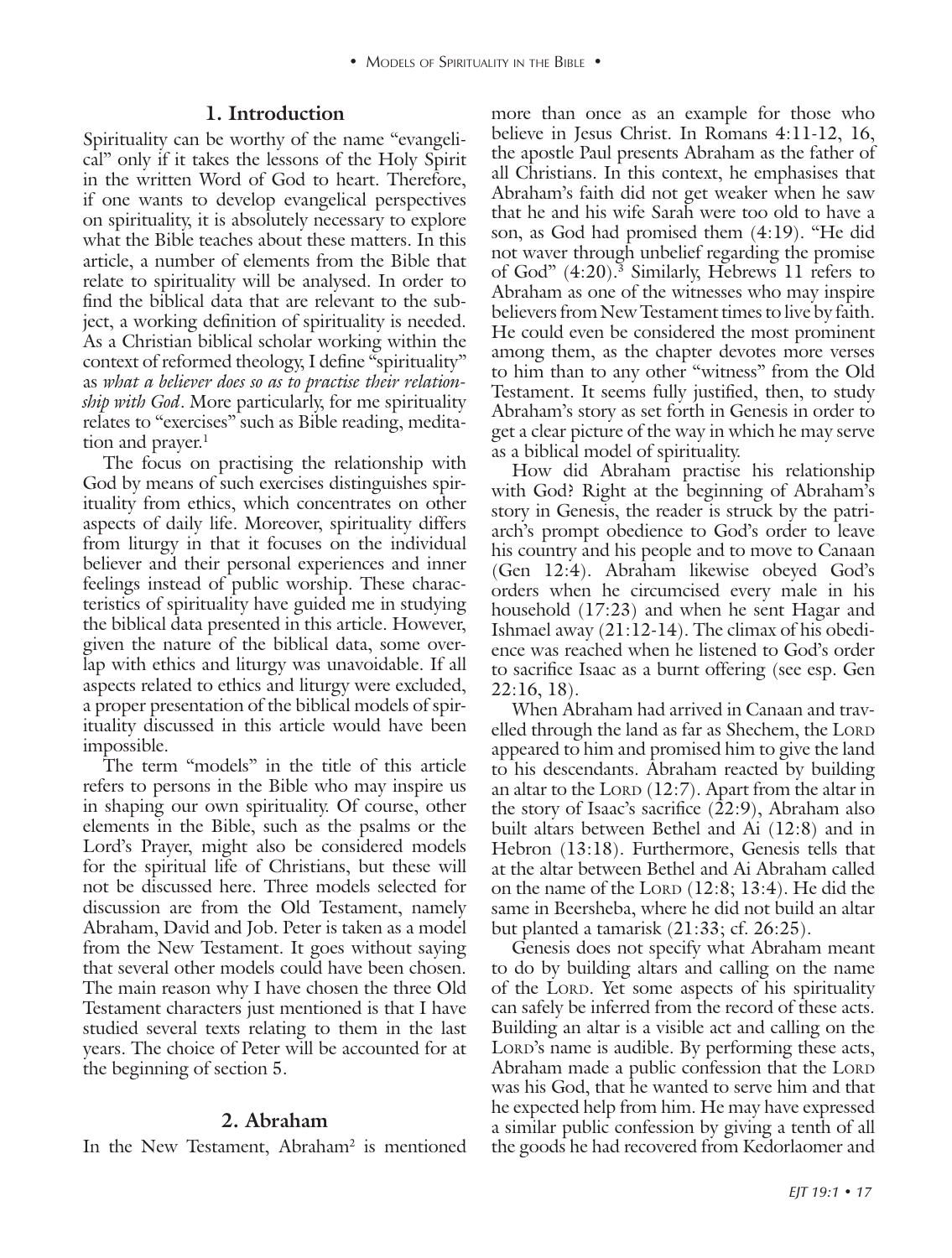## 1. Introduction

Spirituality can be worthy of the name "evangelical" only if it takes the lessons of the Holy Spirit in the written Word of God to heart. Therefore, if one wants to develop evangelical perspectives on spirituality, it is absolutely necessary to explore what the Bible teaches about these matters. In this article, a number of elements from the Bible that relate to spirituality will be analysed. In order to find the biblical data that are relevant to the subject, a working definition of spirituality is needed. As a Christian biblical scholar working within the context of reformed theology, I define "spirituality" as *what a believer does so as to practise their relationship with God*. More particularly, for me spirituality relates to "exercises" such as Bible reading, meditation and prayer.[1]

The focus on practising the relationship with God by means of such exercises distinguishes spirituality from ethics, which concentrates on other aspects of daily life. Moreover, spirituality differs from liturgy in that it focuses on the individual believer and their personal experiences and inner feelings instead of public worship. These characteristics of spirituality have guided me in studying the biblical data presented in this article. However, given the nature of the biblical data, some overlap with ethics and liturgy was unavoidable. If all aspects related to ethics and liturgy were excluded, a proper presentation of the biblical models of spirituality discussed in this article would have been impossible.

The term "models" in the title of this article refers to persons in the Bible who may inspire us in shaping our own spirituality. Of course, other elements in the Bible, such as the psalms or the Lord's Prayer, might also be considered models for the spiritual life of Christians, but these will not be discussed here. Three models selected for discussion are from the Old Testament, namely Abraham, David and Job. Peter is taken as a model from the New Testament. It goes without saying that several other models could have been chosen. The main reason why I have chosen the three Old Testament characters just mentioned is that I have studied several texts relating to them in the last years. The choice of Peter will be accounted for at the beginning of section 5.

## 2. Abraham

In the New Testament, Abraham[2] is mentioned more than once as an example for those who believe in Jesus Christ. In Romans 4:11-12, 16, the apostle Paul presents Abraham as the father of all Christians. In this context, he emphasises that Abraham's faith did not get weaker when he saw that he and his wife Sarah were too old to have a son, as God had promised them (4:19). "He did not waver through unbelief regarding the promise of God" (4:20).[3] Similarly, Hebrews 11 refers to Abraham as one of the witnesses who may inspire believers from New Testament times to live by faith. He could even be considered the most prominent among them, as the chapter devotes more verses to him than to any other "witness" from the Old Testament. It seems fully justified, then, to study Abraham's story as set forth in Genesis in order to get a clear picture of the way in which he may serve as a biblical model of spirituality.

How did Abraham practise his relationship with God? Right at the beginning of Abraham's story in Genesis, the reader is struck by the patriarch's prompt obedience to God's order to leave his country and his people and to move to Canaan (Gen 12:4). Abraham likewise obeyed God's orders when he circumcised every male in his household (17:23) and when he sent Hagar and Ishmael away (21:12-14). The climax of his obedience was reached when he listened to God's order to sacrifice Isaac as a burnt offering (see esp. Gen 22:16, 18).

When Abraham had arrived in Canaan and travelled through the land as far as Shechem, the LORD appeared to him and promised him to give the land to his descendants. Abraham reacted by building an altar to the LORD (12:7). Apart from the altar in the story of Isaac's sacrifice (22:9), Abraham also built altars between Bethel and Ai (12:8) and in Hebron (13:18). Furthermore, Genesis tells that at the altar between Bethel and Ai Abraham called on the name of the LORD (12:8; 13:4). He did the same in Beersheba, where he did not build an altar but planted a tamarisk (21:33; cf. 26:25).

Genesis does not specify what Abraham meant to do by building altars and calling on the name of the LORD. Yet some aspects of his spirituality can safely be inferred from the record of these acts. Building an altar is a visible act and calling on the LORD's name is audible. By performing these acts, Abraham made a public confession that the LORD was his God, that he wanted to serve him and that he expected help from him. He may have expressed a similar public confession by giving a tenth of all the goods he had recovered from Kedorlaomer and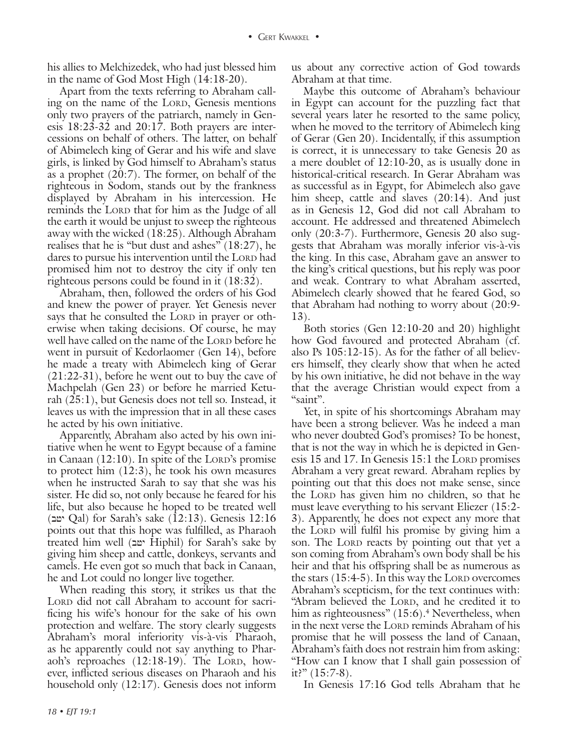his allies to Melchizedek, who had just blessed him in the name of God Most High (14:18-20).

Apart from the texts referring to Abraham calling on the name of the LORD, Genesis mentions only two prayers of the patriarch, namely in Genesis 18:23-32 and 20:17. Both prayers are intercessions on behalf of others. The latter, on behalf of Abimelech king of Gerar and his wife and slave girls, is linked by God himself to Abraham's status as a prophet (20:7). The former, on behalf of the righteous in Sodom, stands out by the frankness displayed by Abraham in his intercession. He reminds the LORD that for him as the Judge of all the earth it would be unjust to sweep the righteous away with the wicked (18:25). Although Abraham realises that he is "but dust and ashes" (18:27), he dares to pursue his intervention until the LORD had promised him not to destroy the city if only ten righteous persons could be found in it (18:32).

Abraham, then, followed the orders of his God and knew the power of prayer. Yet Genesis never says that he consulted the LORD in prayer or otherwise when taking decisions. Of course, he may well have called on the name of the LORD before he went in pursuit of Kedorlaomer (Gen 14), before he made a treaty with Abimelech king of Gerar (21:22-31), before he went out to buy the cave of Machpelah (Gen 23) or before he married Keturah (25:1), but Genesis does not tell so. Instead, it leaves us with the impression that in all these cases he acted by his own initiative.

Apparently, Abraham also acted by his own initiative when he went to Egypt because of a famine in Canaan (12:10). In spite of the LORD's promise to protect him (12:3), he took his own measures when he instructed Sarah to say that she was his sister. He did so, not only because he feared for his life, but also because he hoped to be treated well (יטב Qal) for Sarah's sake (12:13). Genesis 12:16 points out that this hope was fulfilled, as Pharaoh treated him well (יטב Hiphil) for Sarah's sake by giving him sheep and cattle, donkeys, servants and camels. He even got so much that back in Canaan, he and Lot could no longer live together.

When reading this story, it strikes us that the LORD did not call Abraham to account for sacrificing his wife's honour for the sake of his own protection and welfare. The story clearly suggests Abraham's moral inferiority vis-à-vis Pharaoh, as he apparently could not say anything to Pharaoh's reproaches (12:18-19). The LORD, however, inflicted serious diseases on Pharaoh and his household only (12:17). Genesis does not inform us about any corrective action of God towards Abraham at that time.

Maybe this outcome of Abraham's behaviour in Egypt can account for the puzzling fact that several years later he resorted to the same policy, when he moved to the territory of Abimelech king of Gerar (Gen 20). Incidentally, if this assumption is correct, it is unnecessary to take Genesis 20 as a mere doublet of 12:10-20, as is usually done in historical-critical research. In Gerar Abraham was as successful as in Egypt, for Abimelech also gave him sheep, cattle and slaves (20:14). And just as in Genesis 12, God did not call Abraham to account. He addressed and threatened Abimelech only (20:3-7). Furthermore, Genesis 20 also suggests that Abraham was morally inferior vis-à-vis the king. In this case, Abraham gave an answer to the king's critical questions, but his reply was poor and weak. Contrary to what Abraham asserted, Abimelech clearly showed that he feared God, so that Abraham had nothing to worry about (20:9-13).

Both stories (Gen 12:10-20 and 20) highlight how God favoured and protected Abraham (cf. also Ps 105:12-15). As for the father of all believers himself, they clearly show that when he acted by his own initiative, he did not behave in the way that the average Christian would expect from a "saint".

Yet, in spite of his shortcomings Abraham may have been a strong believer. Was he indeed a man who never doubted God's promises? To be honest, that is not the way in which he is depicted in Genesis 15 and 17. In Genesis 15:1 the LORD promises Abraham a very great reward. Abraham replies by pointing out that this does not make sense, since the LORD has given him no children, so that he must leave everything to his servant Eliezer (15:2-3). Apparently, he does not expect any more that the LORD will fulfil his promise by giving him a son. The LORD reacts by pointing out that yet a son coming from Abraham's own body shall be his heir and that his offspring shall be as numerous as the stars (15:4-5). In this way the LORD overcomes Abraham's scepticism, for the text continues with: "Abram believed the LORD, and he credited it to him as righteousness" (15:6).[4] Nevertheless, when in the next verse the LORD reminds Abraham of his promise that he will possess the land of Canaan, Abraham's faith does not restrain him from asking: "How can I know that I shall gain possession of it?" (15:7-8).

In Genesis 17:16 God tells Abraham that he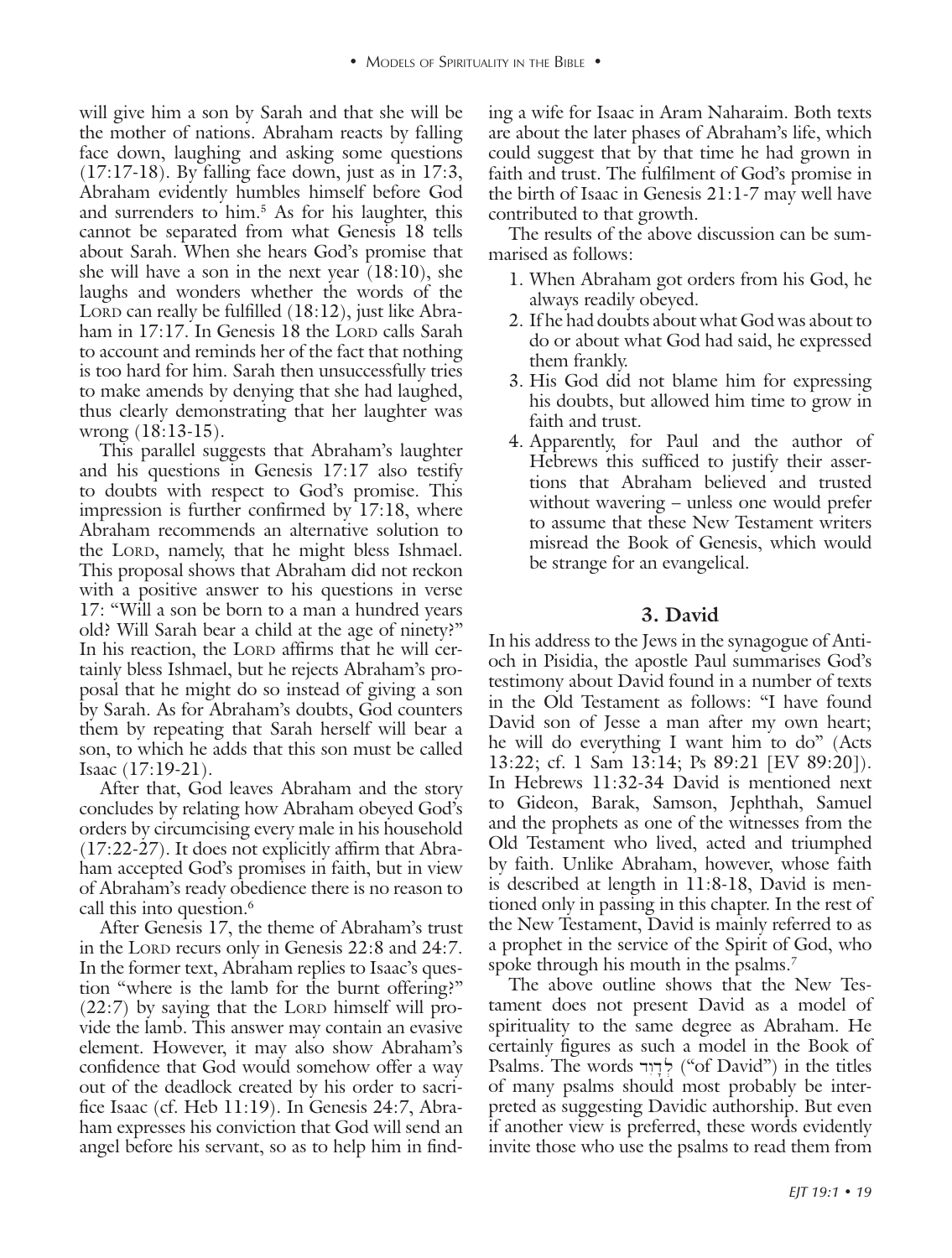will give him a son by Sarah and that she will be the mother of nations. Abraham reacts by falling face down, laughing and asking some questions (17:17-18). By falling face down, just as in 17:3, Abraham evidently humbles himself before God and surrenders to him.[5] As for his laughter, this cannot be separated from what Genesis 18 tells about Sarah. When she hears God's promise that she will have a son in the next year (18:10), she laughs and wonders whether the words of the LORD can really be fulfilled (18:12), just like Abraham in 17:17. In Genesis 18 the LORD calls Sarah to account and reminds her of the fact that nothing is too hard for him. Sarah then unsuccessfully tries to make amends by denying that she had laughed, thus clearly demonstrating that her laughter was wrong (18:13-15).

This parallel suggests that Abraham's laughter and his questions in Genesis 17:17 also testify to doubts with respect to God's promise. This impression is further confirmed by 17:18, where Abraham recommends an alternative solution to the LORD, namely, that he might bless Ishmael. This proposal shows that Abraham did not reckon with a positive answer to his questions in verse 17: "Will a son be born to a man a hundred years old? Will Sarah bear a child at the age of ninety?" In his reaction, the LORD affirms that he will certainly bless Ishmael, but he rejects Abraham's proposal that he might do so instead of giving a son by Sarah. As for Abraham's doubts, God counters them by repeating that Sarah herself will bear a son, to which he adds that this son must be called Isaac (17:19-21).

After that, God leaves Abraham and the story concludes by relating how Abraham obeyed God's orders by circumcising every male in his household (17:22-27). It does not explicitly affirm that Abraham accepted God's promises in faith, but in view of Abraham's ready obedience there is no reason to call this into question.[6]

After Genesis 17, the theme of Abraham's trust in the LORD recurs only in Genesis 22:8 and 24:7. In the former text, Abraham replies to Isaac's question "where is the lamb for the burnt offering?" (22:7) by saying that the LORD himself will provide the lamb. This answer may contain an evasive element. However, it may also show Abraham's confidence that God would somehow offer a way out of the deadlock created by his order to sacrifice Isaac (cf. Heb 11:19). In Genesis 24:7, Abraham expresses his conviction that God will send an angel before his servant, so as to help him in finding a wife for Isaac in Aram Naharaim. Both texts are about the later phases of Abraham's life, which could suggest that by that time he had grown in faith and trust. The fulfilment of God's promise in the birth of Isaac in Genesis 21:1-7 may well have contributed to that growth.

The results of the above discussion can be summarised as follows:

1. When Abraham got orders from his God, he always readily obeyed.
2. If he had doubts about what God was about to do or about what God had said, he expressed them frankly.
3. His God did not blame him for expressing his doubts, but allowed him time to grow in faith and trust.
4. Apparently, for Paul and the author of Hebrews this sufficed to justify their assertions that Abraham believed and trusted without wavering – unless one would prefer to assume that these New Testament writers misread the Book of Genesis, which would be strange for an evangelical.

## 3. David

In his address to the Jews in the synagogue of Antioch in Pisidia, the apostle Paul summarises God's testimony about David found in a number of texts in the Old Testament as follows: "I have found David son of Jesse a man after my own heart; he will do everything I want him to do" (Acts 13:22; cf. 1 Sam 13:14; Ps 89:21 [EV 89:20]). In Hebrews 11:32-34 David is mentioned next to Gideon, Barak, Samson, Jephthah, Samuel and the prophets as one of the witnesses from the Old Testament who lived, acted and triumphed by faith. Unlike Abraham, however, whose faith is described at length in 11:8-18, David is mentioned only in passing in this chapter. In the rest of the New Testament, David is mainly referred to as a prophet in the service of the Spirit of God, who spoke through his mouth in the psalms.[7]

The above outline shows that the New Testament does not present David as a model of spirituality to the same degree as Abraham. He certainly figures as such a model in the Book of Psalms. The words לְדָוִד ("of David") in the titles of many psalms should most probably be interpreted as suggesting Davidic authorship. But even if another view is preferred, these words evidently invite those who use the psalms to read them from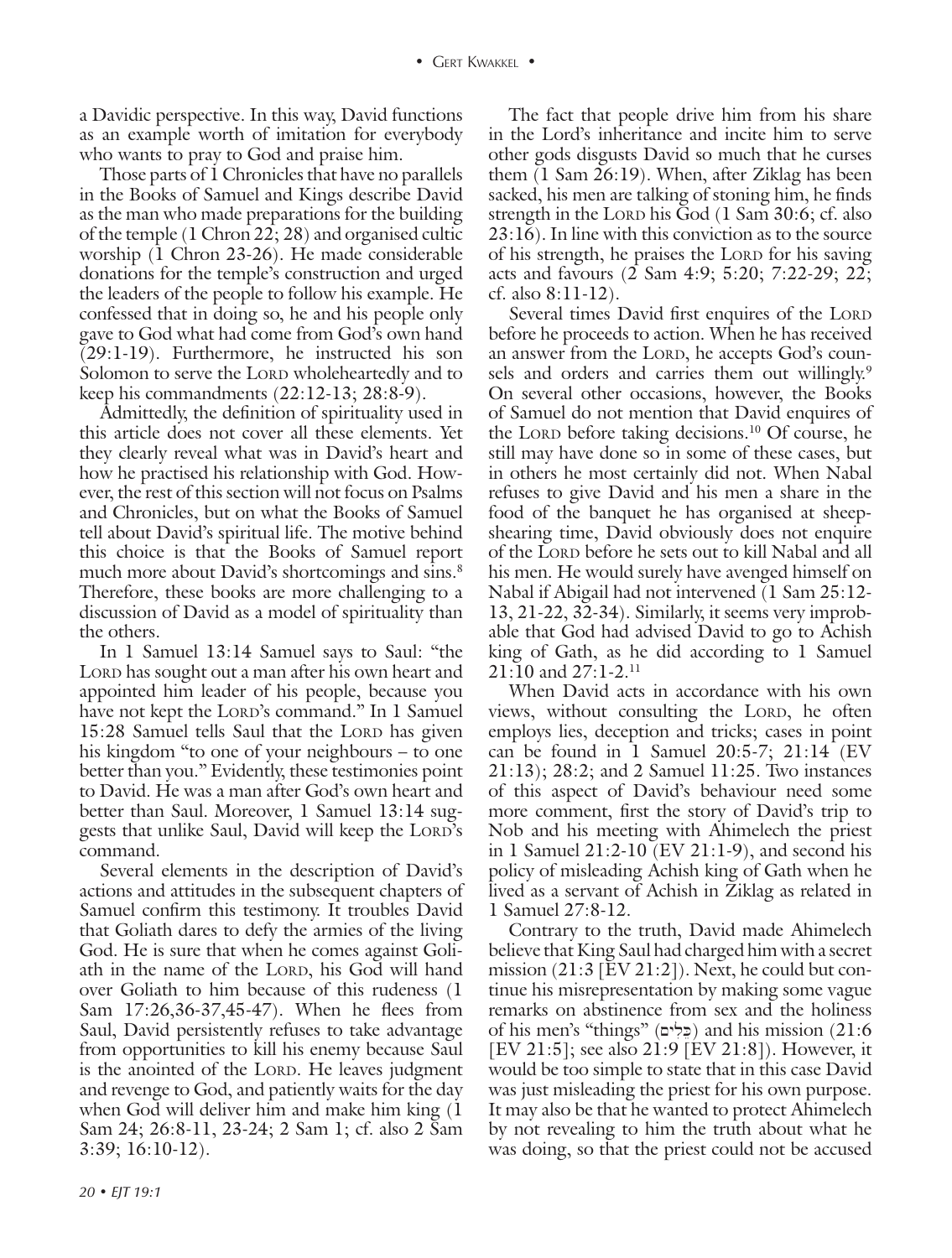a Davidic perspective. In this way, David functions as an example worth of imitation for everybody who wants to pray to God and praise him.

Those parts of 1 Chronicles that have no parallels in the Books of Samuel and Kings describe David as the man who made preparations for the building of the temple (1 Chron 22; 28) and organised cultic worship (1 Chron 23-26). He made considerable donations for the temple's construction and urged the leaders of the people to follow his example. He confessed that in doing so, he and his people only gave to God what had come from God's own hand (29:1-19). Furthermore, he instructed his son Solomon to serve the LORD wholeheartedly and to keep his commandments (22:12-13; 28:8-9).

Admittedly, the definition of spirituality used in this article does not cover all these elements. Yet they clearly reveal what was in David's heart and how he practised his relationship with God. However, the rest of this section will not focus on Psalms and Chronicles, but on what the Books of Samuel tell about David's spiritual life. The motive behind this choice is that the Books of Samuel report much more about David's shortcomings and sins.[8] Therefore, these books are more challenging to a discussion of David as a model of spirituality than the others.

In 1 Samuel 13:14 Samuel says to Saul: "the LORD has sought out a man after his own heart and appointed him leader of his people, because you have not kept the LORD's command." In 1 Samuel 15:28 Samuel tells Saul that the LORD has given his kingdom "to one of your neighbours – to one better than you." Evidently, these testimonies point to David. He was a man after God's own heart and better than Saul. Moreover, 1 Samuel 13:14 suggests that unlike Saul, David will keep the LORD's command.

Several elements in the description of David's actions and attitudes in the subsequent chapters of Samuel confirm this testimony. It troubles David that Goliath dares to defy the armies of the living God. He is sure that when he comes against Goliath in the name of the LORD, his God will hand over Goliath to him because of this rudeness (1 Sam 17:26,36-37,45-47). When he flees from Saul, David persistently refuses to take advantage from opportunities to kill his enemy because Saul is the anointed of the LORD. He leaves judgment and revenge to God, and patiently waits for the day when God will deliver him and make him king (1 Sam 24; 26:8-11, 23-24; 2 Sam 1; cf. also 2 Sam 3:39; 16:10-12).

The fact that people drive him from his share in the Lord's inheritance and incite him to serve other gods disgusts David so much that he curses them (1 Sam 26:19). When, after Ziklag has been sacked, his men are talking of stoning him, he finds strength in the LORD his God (1 Sam 30:6; cf. also 23:16). In line with this conviction as to the source of his strength, he praises the LORD for his saving acts and favours (2 Sam 4:9; 5:20; 7:22-29; 22; cf. also 8:11-12).

Several times David first enquires of the LORD before he proceeds to action. When he has received an answer from the LORD, he accepts God's counsels and orders and carries them out willingly.[9] On several other occasions, however, the Books of Samuel do not mention that David enquires of the LORD before taking decisions.[10] Of course, he still may have done so in some of these cases, but in others he most certainly did not. When Nabal refuses to give David and his men a share in the food of the banquet he has organised at sheep-shearing time, David obviously does not enquire of the LORD before he sets out to kill Nabal and all his men. He would surely have avenged himself on Nabal if Abigail had not intervened (1 Sam 25:12-13, 21-22, 32-34). Similarly, it seems very improbable that God had advised David to go to Achish king of Gath, as he did according to 1 Samuel 21:10 and 27:1-2.[11]

When David acts in accordance with his own views, without consulting the LORD, he often employs lies, deception and tricks; cases in point can be found in 1 Samuel 20:5-7; 21:14 (EV 21:13); 28:2; and 2 Samuel 11:25. Two instances of this aspect of David's behaviour need some more comment, first the story of David's trip to Nob and his meeting with Ahimelech the priest in 1 Samuel 21:2-10 (EV 21:1-9), and second his policy of misleading Achish king of Gath when he lived as a servant of Achish in Ziklag as related in 1 Samuel 27:8-12.

Contrary to the truth, David made Ahimelech believe that King Saul had charged him with a secret mission (21:3 [EV 21:2]). Next, he could but continue his misrepresentation by making some vague remarks on abstinence from sex and the holiness of his men's "things" (כֵּלִים) and his mission (21:6 [EV 21:5]; see also 21:9 [EV 21:8]). However, it would be too simple to state that in this case David was just misleading the priest for his own purpose. It may also be that he wanted to protect Ahimelech by not revealing to him the truth about what he was doing, so that the priest could not be accused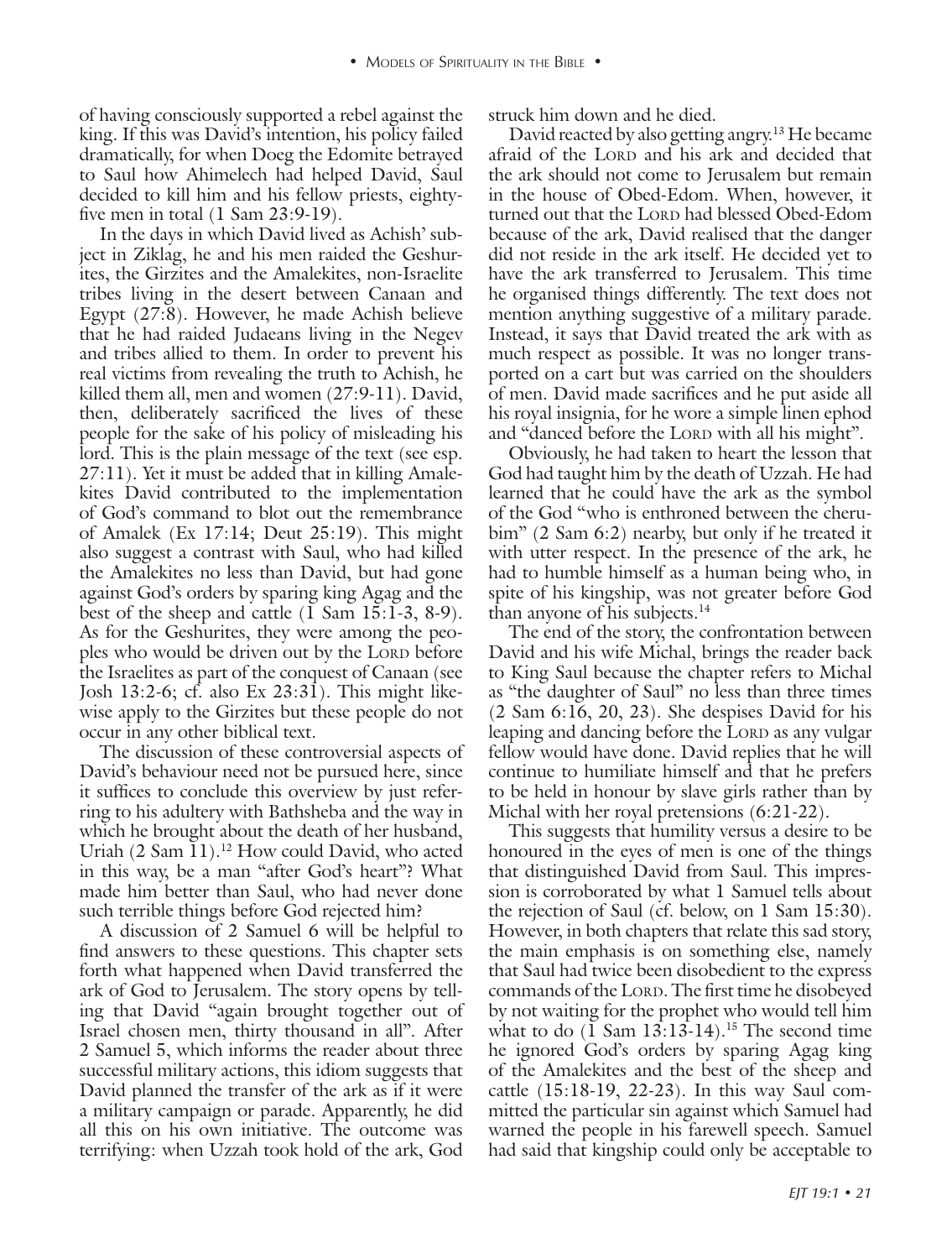of having consciously supported a rebel against the king. If this was David's intention, his policy failed dramatically, for when Doeg the Edomite betrayed to Saul how Ahimelech had helped David, Saul decided to kill him and his fellow priests, eighty-five men in total (1 Sam 23:9-19).

In the days in which David lived as Achish' subject in Ziklag, he and his men raided the Geshurites, the Girzites and the Amalekites, non-Israelite tribes living in the desert between Canaan and Egypt (27:8). However, he made Achish believe that he had raided Judaeans living in the Negev and tribes allied to them. In order to prevent his real victims from revealing the truth to Achish, he killed them all, men and women (27:9-11). David, then, deliberately sacrificed the lives of these people for the sake of his policy of misleading his lord. This is the plain message of the text (see esp. 27:11). Yet it must be added that in killing Amalekites David contributed to the implementation of God's command to blot out the remembrance of Amalek (Ex 17:14; Deut 25:19). This might also suggest a contrast with Saul, who had killed the Amalekites no less than David, but had gone against God's orders by sparing king Agag and the best of the sheep and cattle (1 Sam 15:1-3, 8-9). As for the Geshurites, they were among the peoples who would be driven out by the LORD before the Israelites as part of the conquest of Canaan (see Josh 13:2-6; cf. also Ex 23:31). This might likewise apply to the Girzites but these people do not occur in any other biblical text.

The discussion of these controversial aspects of David's behaviour need not be pursued here, since it suffices to conclude this overview by just referring to his adultery with Bathsheba and the way in which he brought about the death of her husband, Uriah (2 Sam 11).[12] How could David, who acted in this way, be a man "after God's heart"? What made him better than Saul, who had never done such terrible things before God rejected him?

A discussion of 2 Samuel 6 will be helpful to find answers to these questions. This chapter sets forth what happened when David transferred the ark of God to Jerusalem. The story opens by telling that David "again brought together out of Israel chosen men, thirty thousand in all". After 2 Samuel 5, which informs the reader about three successful military actions, this idiom suggests that David planned the transfer of the ark as if it were a military campaign or parade. Apparently, he did all this on his own initiative. The outcome was terrifying: when Uzzah took hold of the ark, God struck him down and he died.

David reacted by also getting angry.[13] He became afraid of the LORD and his ark and decided that the ark should not come to Jerusalem but remain in the house of Obed-Edom. When, however, it turned out that the LORD had blessed Obed-Edom because of the ark, David realised that the danger did not reside in the ark itself. He decided yet to have the ark transferred to Jerusalem. This time he organised things differently. The text does not mention anything suggestive of a military parade. Instead, it says that David treated the ark with as much respect as possible. It was no longer transported on a cart but was carried on the shoulders of men. David made sacrifices and he put aside all his royal insignia, for he wore a simple linen ephod and "danced before the LORD with all his might".

Obviously, he had taken to heart the lesson that God had taught him by the death of Uzzah. He had learned that he could have the ark as the symbol of the God "who is enthroned between the cherubim" (2 Sam 6:2) nearby, but only if he treated it with utter respect. In the presence of the ark, he had to humble himself as a human being who, in spite of his kingship, was not greater before God than anyone of his subjects.[14]

The end of the story, the confrontation between David and his wife Michal, brings the reader back to King Saul because the chapter refers to Michal as "the daughter of Saul" no less than three times (2 Sam 6:16, 20, 23). She despises David for his leaping and dancing before the LORD as any vulgar fellow would have done. David replies that he will continue to humiliate himself and that he prefers to be held in honour by slave girls rather than by Michal with her royal pretensions (6:21-22).

This suggests that humility versus a desire to be honoured in the eyes of men is one of the things that distinguished David from Saul. This impression is corroborated by what 1 Samuel tells about the rejection of Saul (cf. below, on 1 Sam 15:30). However, in both chapters that relate this sad story, the main emphasis is on something else, namely that Saul had twice been disobedient to the express commands of the LORD. The first time he disobeyed by not waiting for the prophet who would tell him what to do (1 Sam 13:13-14).[15] The second time he ignored God's orders by sparing Agag king of the Amalekites and the best of the sheep and cattle (15:18-19, 22-23). In this way Saul committed the particular sin against which Samuel had warned the people in his farewell speech. Samuel had said that kingship could only be acceptable to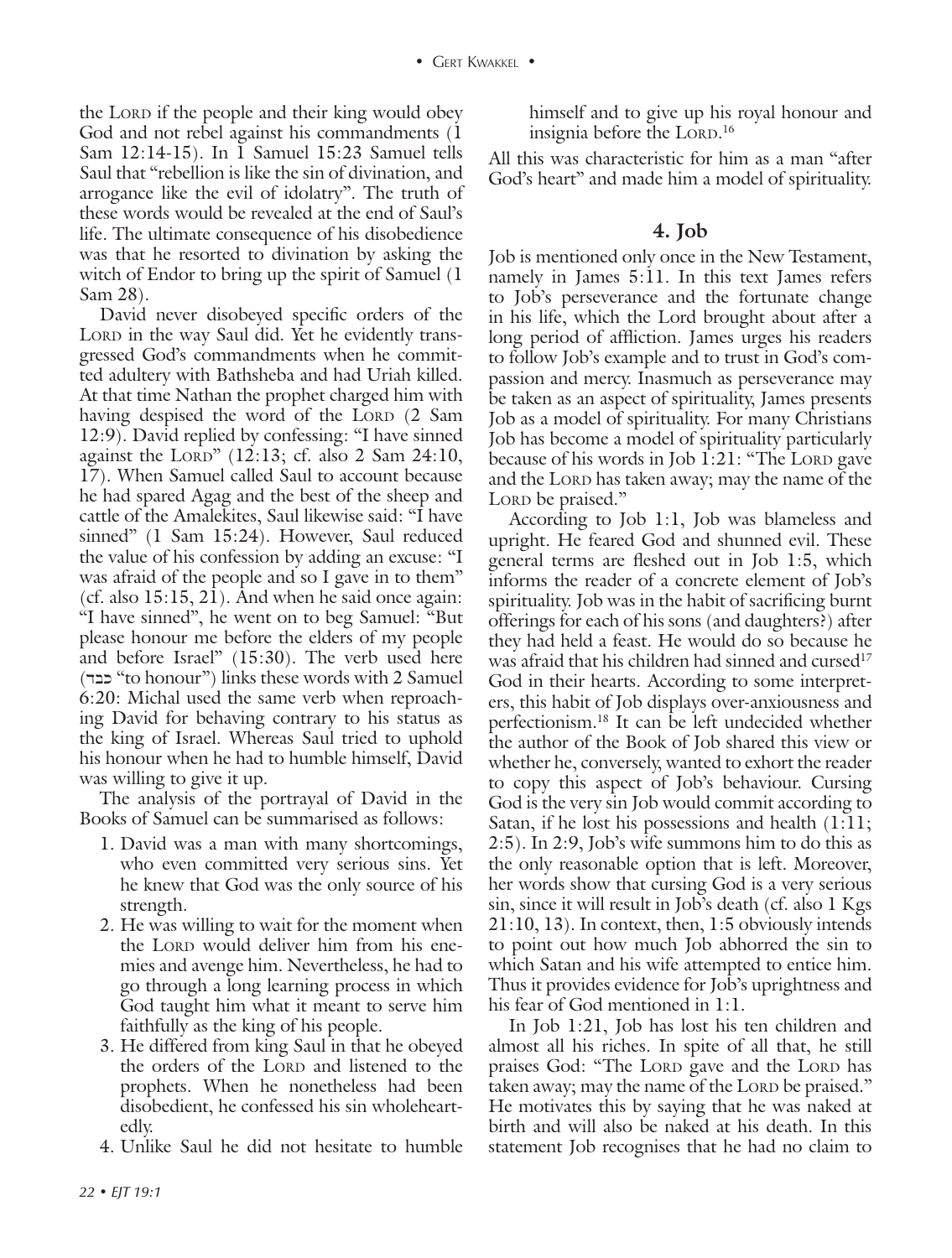the Lord if the people and their king would obey God and not rebel against his commandments (1 Sam 12:14-15). In 1 Samuel 15:23 Samuel tells Saul that "rebellion is like the sin of divination, and arrogance like the evil of idolatry". The truth of these words would be revealed at the end of Saul's life. The ultimate consequence of his disobedience was that he resorted to divination by asking the witch of Endor to bring up the spirit of Samuel (1 Sam 28).

David never disobeyed specific orders of the Lord in the way Saul did. Yet he evidently transgressed God's commandments when he committed adultery with Bathsheba and had Uriah killed. At that time Nathan the prophet charged him with having despised the word of the Lord (2 Sam 12:9). David replied by confessing: "I have sinned against the Lord" (12:13; cf. also 2 Sam 24:10, 17). When Samuel called Saul to account because he had spared Agag and the best of the sheep and cattle of the Amalekites, Saul likewise said: "I have sinned" (1 Sam 15:24). However, Saul reduced the value of his confession by adding an excuse: "I was afraid of the people and so I gave in to them" (cf. also 15:15, 21). And when he said once again: "I have sinned", he went on to beg Samuel: "But please honour me before the elders of my people and before Israel" (15:30). The verb used here (כבד "to honour") links these words with 2 Samuel 6:20: Michal used the same verb when reproaching David for behaving contrary to his status as the king of Israel. Whereas Saul tried to uphold his honour when he had to humble himself, David was willing to give it up.

The analysis of the portrayal of David in the Books of Samuel can be summarised as follows:

1. David was a man with many shortcomings, who even committed very serious sins. Yet he knew that God was the only source of his strength.
2. He was willing to wait for the moment when the Lord would deliver him from his enemies and avenge him. Nevertheless, he had to go through a long learning process in which God taught him what it meant to serve him faithfully as the king of his people.
3. He differed from king Saul in that he obeyed the orders of the Lord and listened to the prophets. When he nonetheless had been disobedient, he confessed his sin wholeheartedly.
4. Unlike Saul he did not hesitate to humble himself and to give up his royal honour and insignia before the Lord.[16]

All this was characteristic for him as a man "after God's heart" and made him a model of spirituality.

## 4. Job

Job is mentioned only once in the New Testament, namely in James 5:11. In this text James refers to Job's perseverance and the fortunate change in his life, which the Lord brought about after a long period of affliction. James urges his readers to follow Job's example and to trust in God's compassion and mercy. Inasmuch as perseverance may be taken as an aspect of spirituality, James presents Job as a model of spirituality. For many Christians Job has become a model of spirituality particularly because of his words in Job 1:21: "The Lord gave and the Lord has taken away; may the name of the Lord be praised."

According to Job 1:1, Job was blameless and upright. He feared God and shunned evil. These general terms are fleshed out in Job 1:5, which informs the reader of a concrete element of Job's spirituality. Job was in the habit of sacrificing burnt offerings for each of his sons (and daughters?) after they had held a feast. He would do so because he was afraid that his children had sinned and cursed[17] God in their hearts. According to some interpreters, this habit of Job displays over-anxiousness and perfectionism.[18] It can be left undecided whether the author of the Book of Job shared this view or whether he, conversely, wanted to exhort the reader to copy this aspect of Job's behaviour. Cursing God is the very sin Job would commit according to Satan, if he lost his possessions and health (1:11; 2:5). In 2:9, Job's wife summons him to do this as the only reasonable option that is left. Moreover, her words show that cursing God is a very serious sin, since it will result in Job's death (cf. also 1 Kgs 21:10, 13). In context, then, 1:5 obviously intends to point out how much Job abhorred the sin to which Satan and his wife attempted to entice him. Thus it provides evidence for Job's uprightness and his fear of God mentioned in 1:1.

In Job 1:21, Job has lost his ten children and almost all his riches. In spite of all that, he still praises God: "The Lord gave and the Lord has taken away; may the name of the Lord be praised." He motivates this by saying that he was naked at birth and will also be naked at his death. In this statement Job recognises that he had no claim to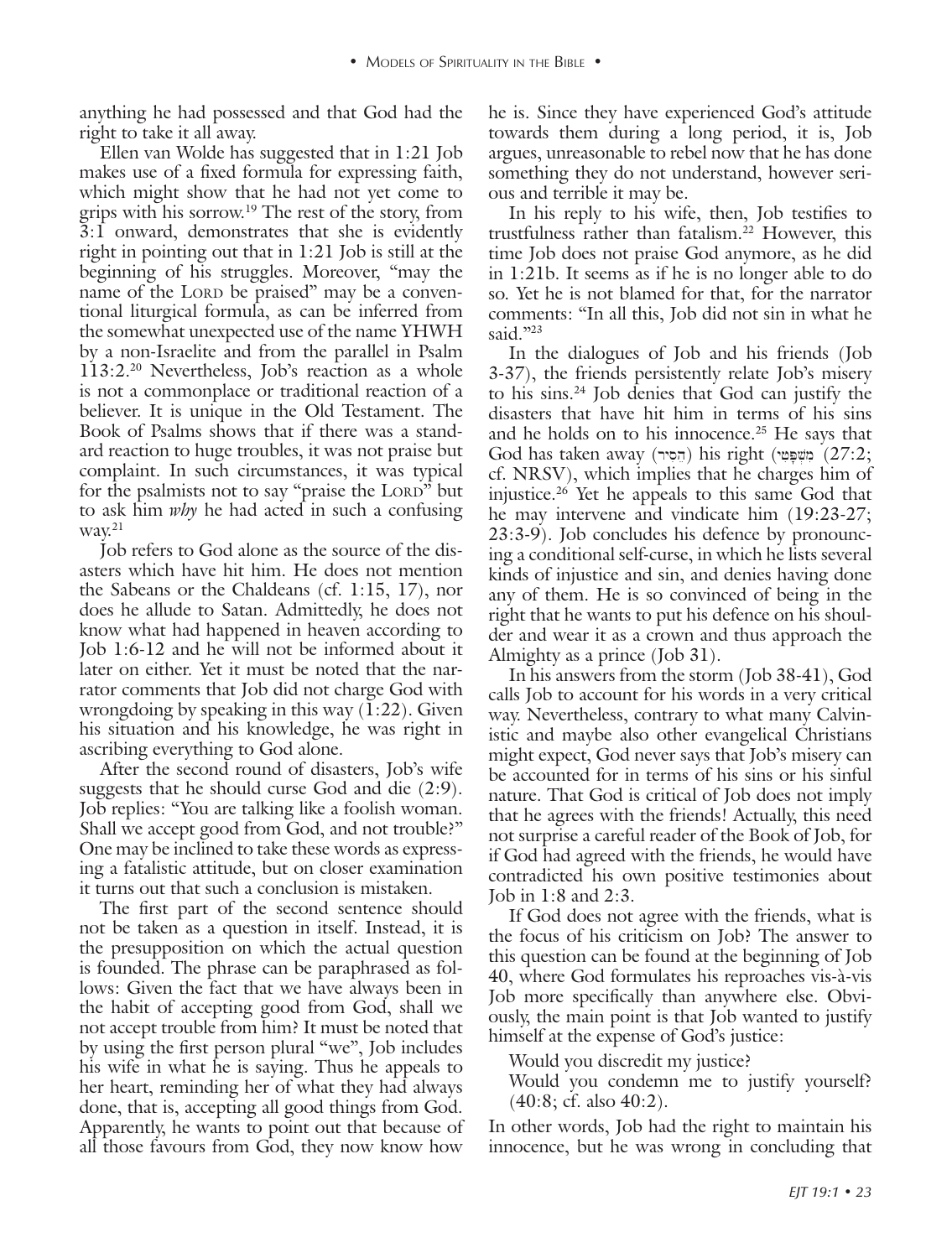anything he had possessed and that God had the right to take it all away.

Ellen van Wolde has suggested that in 1:21 Job makes use of a fixed formula for expressing faith, which might show that he had not yet come to grips with his sorrow.[19] The rest of the story, from 3:1 onward, demonstrates that she is evidently right in pointing out that in 1:21 Job is still at the beginning of his struggles. Moreover, "may the name of the LORD be praised" may be a conventional liturgical formula, as can be inferred from the somewhat unexpected use of the name YHWH by a non-Israelite and from the parallel in Psalm 113:2.[20] Nevertheless, Job's reaction as a whole is not a commonplace or traditional reaction of a believer. It is unique in the Old Testament. The Book of Psalms shows that if there was a standard reaction to huge troubles, it was not praise but complaint. In such circumstances, it was typical for the psalmists not to say "praise the LORD" but to ask him *why* he had acted in such a confusing way.[21]

Job refers to God alone as the source of the disasters which have hit him. He does not mention the Sabeans or the Chaldeans (cf. 1:15, 17), nor does he allude to Satan. Admittedly, he does not know what had happened in heaven according to Job 1:6-12 and he will not be informed about it later on either. Yet it must be noted that the narrator comments that Job did not charge God with wrongdoing by speaking in this way (1:22). Given his situation and his knowledge, he was right in ascribing everything to God alone.

After the second round of disasters, Job's wife suggests that he should curse God and die (2:9). Job replies: "You are talking like a foolish woman. Shall we accept good from God, and not trouble?" One may be inclined to take these words as expressing a fatalistic attitude, but on closer examination it turns out that such a conclusion is mistaken.

The first part of the second sentence should not be taken as a question in itself. Instead, it is the presupposition on which the actual question is founded. The phrase can be paraphrased as follows: Given the fact that we have always been in the habit of accepting good from God, shall we not accept trouble from him? It must be noted that by using the first person plural "we", Job includes his wife in what he is saying. Thus he appeals to her heart, reminding her of what they had always done, that is, accepting all good things from God. Apparently, he wants to point out that because of all those favours from God, they now know how he is. Since they have experienced God's attitude towards them during a long period, it is, Job argues, unreasonable to rebel now that he has done something they do not understand, however serious and terrible it may be.

In his reply to his wife, then, Job testifies to trustfulness rather than fatalism.[22] However, this time Job does not praise God anymore, as he did in 1:21b. It seems as if he is no longer able to do so. Yet he is not blamed for that, for the narrator comments: "In all this, Job did not sin in what he said."[23]

In the dialogues of Job and his friends (Job 3-37), the friends persistently relate Job's misery to his sins.[24] Job denies that God can justify the disasters that have hit him in terms of his sins and he holds on to his innocence.[25] He says that God has taken away (הֵסִיר) his right (מִשְׁפָּטִי) (27:2; cf. NRSV), which implies that he charges him of injustice.[26] Yet he appeals to this same God that he may intervene and vindicate him (19:23-27; 23:3-9). Job concludes his defence by pronouncing a conditional self-curse, in which he lists several kinds of injustice and sin, and denies having done any of them. He is so convinced of being in the right that he wants to put his defence on his shoulder and wear it as a crown and thus approach the Almighty as a prince (Job 31).

In his answers from the storm (Job 38-41), God calls Job to account for his words in a very critical way. Nevertheless, contrary to what many Calvinistic and maybe also other evangelical Christians might expect, God never says that Job's misery can be accounted for in terms of his sins or his sinful nature. That God is critical of Job does not imply that he agrees with the friends! Actually, this need not surprise a careful reader of the Book of Job, for if God had agreed with the friends, he would have contradicted his own positive testimonies about Job in 1:8 and 2:3.

If God does not agree with the friends, what is the focus of his criticism on Job? The answer to this question can be found at the beginning of Job 40, where God formulates his reproaches vis-à-vis Job more specifically than anywhere else. Obviously, the main point is that Job wanted to justify himself at the expense of God's justice:

> Would you discredit my justice?
> Would you condemn me to justify yourself? (40:8; cf. also 40:2).

In other words, Job had the right to maintain his innocence, but he was wrong in concluding that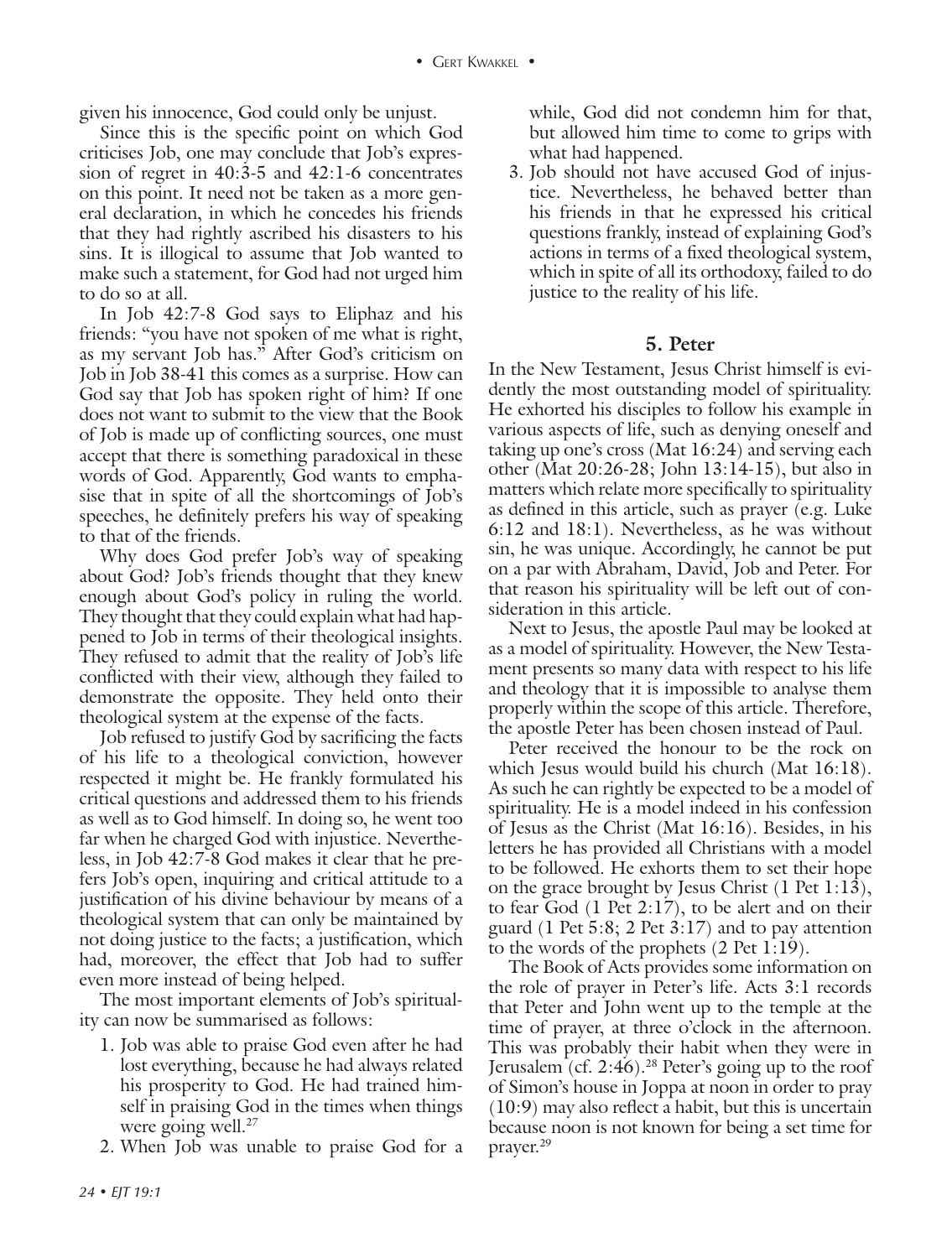given his innocence, God could only be unjust.

Since this is the specific point on which God criticises Job, one may conclude that Job's expression of regret in 40:3-5 and 42:1-6 concentrates on this point. It need not be taken as a more general declaration, in which he concedes his friends that they had rightly ascribed his disasters to his sins. It is illogical to assume that Job wanted to make such a statement, for God had not urged him to do so at all.

In Job 42:7-8 God says to Eliphaz and his friends: "you have not spoken of me what is right, as my servant Job has." After God's criticism on Job in Job 38-41 this comes as a surprise. How can God say that Job has spoken right of him? If one does not want to submit to the view that the Book of Job is made up of conflicting sources, one must accept that there is something paradoxical in these words of God. Apparently, God wants to emphasise that in spite of all the shortcomings of Job's speeches, he definitely prefers his way of speaking to that of the friends.

Why does God prefer Job's way of speaking about God? Job's friends thought that they knew enough about God's policy in ruling the world. They thought that they could explain what had happened to Job in terms of their theological insights. They refused to admit that the reality of Job's life conflicted with their view, although they failed to demonstrate the opposite. They held onto their theological system at the expense of the facts.

Job refused to justify God by sacrificing the facts of his life to a theological conviction, however respected it might be. He frankly formulated his critical questions and addressed them to his friends as well as to God himself. In doing so, he went too far when he charged God with injustice. Nevertheless, in Job 42:7-8 God makes it clear that he prefers Job's open, inquiring and critical attitude to a justification of his divine behaviour by means of a theological system that can only be maintained by not doing justice to the facts; a justification, which had, moreover, the effect that Job had to suffer even more instead of being helped.

The most important elements of Job's spirituality can now be summarised as follows:

1. Job was able to praise God even after he had lost everything, because he had always related his prosperity to God. He had trained himself in praising God in the times when things were going well.[27]
2. When Job was unable to praise God for a while, God did not condemn him for that, but allowed him time to come to grips with what had happened.
3. Job should not have accused God of injustice. Nevertheless, he behaved better than his friends in that he expressed his critical questions frankly, instead of explaining God's actions in terms of a fixed theological system, which in spite of all its orthodoxy, failed to do justice to the reality of his life.

## 5. Peter

In the New Testament, Jesus Christ himself is evidently the most outstanding model of spirituality. He exhorted his disciples to follow his example in various aspects of life, such as denying oneself and taking up one's cross (Mat 16:24) and serving each other (Mat 20:26-28; John 13:14-15), but also in matters which relate more specifically to spirituality as defined in this article, such as prayer (e.g. Luke 6:12 and 18:1). Nevertheless, as he was without sin, he was unique. Accordingly, he cannot be put on a par with Abraham, David, Job and Peter. For that reason his spirituality will be left out of consideration in this article.

Next to Jesus, the apostle Paul may be looked at as a model of spirituality. However, the New Testament presents so many data with respect to his life and theology that it is impossible to analyse them properly within the scope of this article. Therefore, the apostle Peter has been chosen instead of Paul.

Peter received the honour to be the rock on which Jesus would build his church (Mat 16:18). As such he can rightly be expected to be a model of spirituality. He is a model indeed in his confession of Jesus as the Christ (Mat 16:16). Besides, in his letters he has provided all Christians with a model to be followed. He exhorts them to set their hope on the grace brought by Jesus Christ (1 Pet 1:13), to fear God (1 Pet 2:17), to be alert and on their guard (1 Pet 5:8; 2 Pet 3:17) and to pay attention to the words of the prophets (2 Pet 1:19).

The Book of Acts provides some information on the role of prayer in Peter's life. Acts 3:1 records that Peter and John went up to the temple at the time of prayer, at three o'clock in the afternoon. This was probably their habit when they were in Jerusalem (cf. 2:46).[28] Peter's going up to the roof of Simon's house in Joppa at noon in order to pray (10:9) may also reflect a habit, but this is uncertain because noon is not known for being a set time for prayer.[29]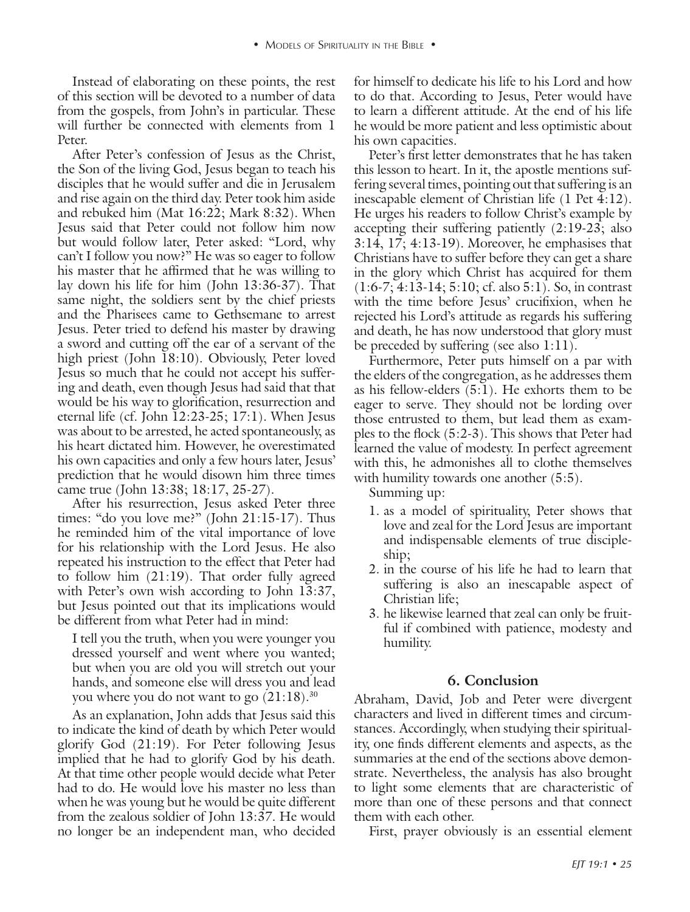Instead of elaborating on these points, the rest of this section will be devoted to a number of data from the gospels, from John's in particular. These will further be connected with elements from 1 Peter.

After Peter's confession of Jesus as the Christ, the Son of the living God, Jesus began to teach his disciples that he would suffer and die in Jerusalem and rise again on the third day. Peter took him aside and rebuked him (Mat 16:22; Mark 8:32). When Jesus said that Peter could not follow him now but would follow later, Peter asked: "Lord, why can't I follow you now?" He was so eager to follow his master that he affirmed that he was willing to lay down his life for him (John 13:36-37). That same night, the soldiers sent by the chief priests and the Pharisees came to Gethsemane to arrest Jesus. Peter tried to defend his master by drawing a sword and cutting off the ear of a servant of the high priest (John 18:10). Obviously, Peter loved Jesus so much that he could not accept his suffering and death, even though Jesus had said that that would be his way to glorification, resurrection and eternal life (cf. John 12:23-25; 17:1). When Jesus was about to be arrested, he acted spontaneously, as his heart dictated him. However, he overestimated his own capacities and only a few hours later, Jesus' prediction that he would disown him three times came true (John 13:38; 18:17, 25-27).

After his resurrection, Jesus asked Peter three times: "do you love me?" (John 21:15-17). Thus he reminded him of the vital importance of love for his relationship with the Lord Jesus. He also repeated his instruction to the effect that Peter had to follow him (21:19). That order fully agreed with Peter's own wish according to John 13:37, but Jesus pointed out that its implications would be different from what Peter had in mind:

> I tell you the truth, when you were younger you dressed yourself and went where you wanted; but when you are old you will stretch out your hands, and someone else will dress you and lead you where you do not want to go (21:18).[30]

As an explanation, John adds that Jesus said this to indicate the kind of death by which Peter would glorify God (21:19). For Peter following Jesus implied that he had to glorify God by his death. At that time other people would decide what Peter had to do. He would love his master no less than when he was young but he would be quite different from the zealous soldier of John 13:37. He would no longer be an independent man, who decided for himself to dedicate his life to his Lord and how to do that. According to Jesus, Peter would have to learn a different attitude. At the end of his life he would be more patient and less optimistic about his own capacities.

Peter's first letter demonstrates that he has taken this lesson to heart. In it, the apostle mentions suffering several times, pointing out that suffering is an inescapable element of Christian life (1 Pet 4:12). He urges his readers to follow Christ's example by accepting their suffering patiently (2:19-23; also 3:14, 17; 4:13-19). Moreover, he emphasises that Christians have to suffer before they can get a share in the glory which Christ has acquired for them (1:6-7; 4:13-14; 5:10; cf. also 5:1). So, in contrast with the time before Jesus' crucifixion, when he rejected his Lord's attitude as regards his suffering and death, he has now understood that glory must be preceded by suffering (see also 1:11).

Furthermore, Peter puts himself on a par with the elders of the congregation, as he addresses them as his fellow-elders (5:1). He exhorts them to be eager to serve. They should not be lording over those entrusted to them, but lead them as examples to the flock (5:2-3). This shows that Peter had learned the value of modesty. In perfect agreement with this, he admonishes all to clothe themselves with humility towards one another (5:5).

Summing up:

1. as a model of spirituality, Peter shows that love and zeal for the Lord Jesus are important and indispensable elements of true discipleship;
2. in the course of his life he had to learn that suffering is also an inescapable aspect of Christian life;
3. he likewise learned that zeal can only be fruitful if combined with patience, modesty and humility.

## 6. Conclusion

Abraham, David, Job and Peter were divergent characters and lived in different times and circumstances. Accordingly, when studying their spirituality, one finds different elements and aspects, as the summaries at the end of the sections above demonstrate. Nevertheless, the analysis has also brought to light some elements that are characteristic of more than one of these persons and that connect them with each other.

First, prayer obviously is an essential element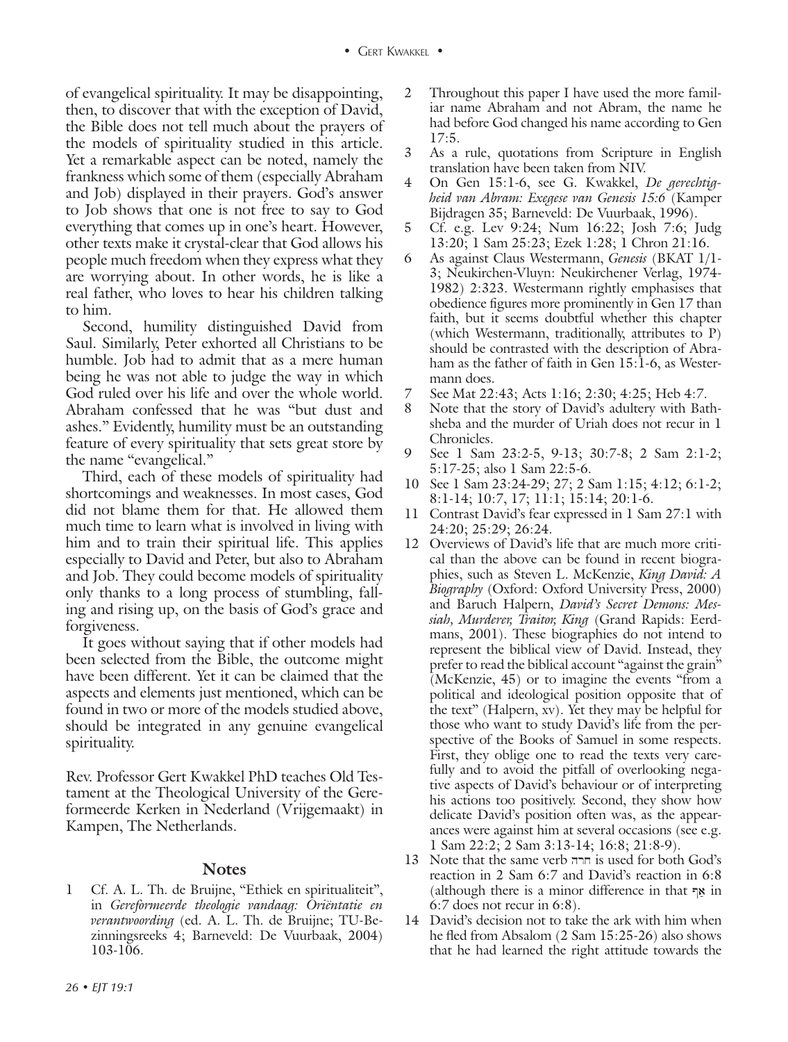of evangelical spirituality. It may be disappointing, then, to discover that with the exception of David, the Bible does not tell much about the prayers of the models of spirituality studied in this article. Yet a remarkable aspect can be noted, namely the frankness which some of them (especially Abraham and Job) displayed in their prayers. God's answer to Job shows that one is not free to say to God everything that comes up in one's heart. However, other texts make it crystal-clear that God allows his people much freedom when they express what they are worrying about. In other words, he is like a real father, who loves to hear his children talking to him.

Second, humility distinguished David from Saul. Similarly, Peter exhorted all Christians to be humble. Job had to admit that as a mere human being he was not able to judge the way in which God ruled over his life and over the whole world. Abraham confessed that he was "but dust and ashes." Evidently, humility must be an outstanding feature of every spirituality that sets great store by the name "evangelical."

Third, each of these models of spirituality had shortcomings and weaknesses. In most cases, God did not blame them for that. He allowed them much time to learn what is involved in living with him and to train their spiritual life. This applies especially to David and Peter, but also to Abraham and Job. They could become models of spirituality only thanks to a long process of stumbling, falling and rising up, on the basis of God's grace and forgiveness.

It goes without saying that if other models had been selected from the Bible, the outcome might have been different. Yet it can be claimed that the aspects and elements just mentioned, which can be found in two or more of the models studied above, should be integrated in any genuine evangelical spirituality.

Rev. Professor Gert Kwakkel PhD teaches Old Testament at the Theological University of the Gereformeerde Kerken in Nederland (Vrijgemaakt) in Kampen, The Netherlands.

## Notes

1. Cf. A. L. Th. de Bruijne, "Ethiek en spiritualiteit", in *Gereformeerde theologie vandaag: Oriëntatie en verantwoording* (ed. A. L. Th. de Bruijne; TU-Bezinningsreeks 4; Barneveld: De Vuurbaak, 2004) 103-106.
2. Throughout this paper I have used the more familiar name Abraham and not Abram, the name he had before God changed his name according to Gen 17:5.
3. As a rule, quotations from Scripture in English translation have been taken from NIV.
4. On Gen 15:1-6, see G. Kwakkel, *De gerechtigheid van Abram: Exegese van Genesis 15:6* (Kamper Bijdragen 35; Barneveld: De Vuurbaak, 1996).
5. Cf. e.g. Lev 9:24; Num 16:22; Josh 7:6; Judg 13:20; 1 Sam 25:23; Ezek 1:28; 1 Chron 21:16.
6. As against Claus Westermann, *Genesis* (BKAT 1/1-3; Neukirchen-Vluyn: Neukirchener Verlag, 1974-1982) 2:323. Westermann rightly emphasises that obedience figures more prominently in Gen 17 than faith, but it seems doubtful whether this chapter (which Westermann, traditionally, attributes to P) should be contrasted with the description of Abraham as the father of faith in Gen 15:1-6, as Westermann does.
7. See Mat 22:43; Acts 1:16; 2:30; 4:25; Heb 4:7.
8. Note that the story of David's adultery with Bathsheba and the murder of Uriah does not recur in 1 Chronicles.
9. See 1 Sam 23:2-5, 9-13; 30:7-8; 2 Sam 2:1-2; 5:17-25; also 1 Sam 22:5-6.
10. See 1 Sam 23:24-29; 27; 2 Sam 1:15; 4:12; 6:1-2; 8:1-14; 10:7, 17; 11:1; 15:14; 20:1-6.
11. Contrast David's fear expressed in 1 Sam 27:1 with 24:20; 25:29; 26:24.
12. Overviews of David's life that are much more critical than the above can be found in recent biographies, such as Steven L. McKenzie, *King David: A Biography* (Oxford: Oxford University Press, 2000) and Baruch Halpern, *David's Secret Demons: Messiah, Murderer, Traitor, King* (Grand Rapids: Eerdmans, 2001). These biographies do not intend to represent the biblical view of David. Instead, they prefer to read the biblical account "against the grain" (McKenzie, 45) or to imagine the events "from a political and ideological position opposite that of the text" (Halpern, xv). Yet they may be helpful for those who want to study David's life from the perspective of the Books of Samuel in some respects. First, they oblige one to read the texts very carefully and to avoid the pitfall of overlooking negative aspects of David's behaviour or of interpreting his actions too positively. Second, they show how delicate David's position often was, as the appearances were against him at several occasions (see e.g. 1 Sam 22:2; 2 Sam 3:13-14; 16:8; 21:8-9).
13. Note that the same verb חרה is used for both God's reaction in 2 Sam 6:7 and David's reaction in 6:8 (although there is a minor difference in that אַף in 6:7 does not recur in 6:8).
14. David's decision not to take the ark with him when he fled from Absalom (2 Sam 15:25-26) also shows that he had learned the right attitude towards the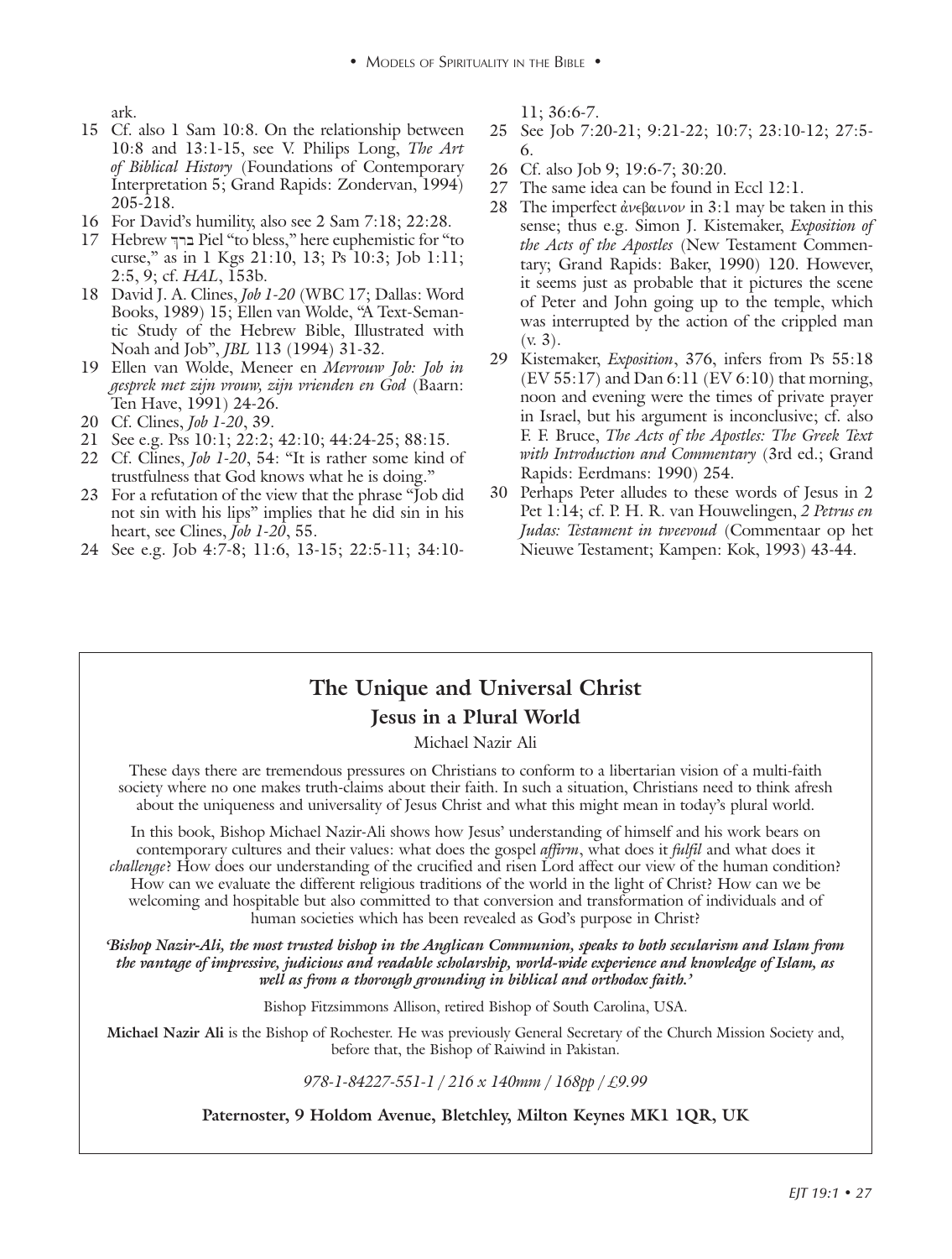ark.

15 Cf. also 1 Sam 10:8. On the relationship between 10:8 and 13:1-15, see V. Philips Long, *The Art of Biblical History* (Foundations of Contemporary Interpretation 5; Grand Rapids: Zondervan, 1994) 205-218.
16 For David's humility, also see 2 Sam 7:18; 22:28.
17 Hebrew בָּרַךְ Piel "to bless," here euphemistic for "to curse," as in 1 Kgs 21:10, 13; Ps 10:3; Job 1:11; 2:5, 9; cf. *HAL*, 153b.
18 David J. A. Clines, *Job 1-20* (WBC 17; Dallas: Word Books, 1989) 15; Ellen van Wolde, "A Text-Semantic Study of the Hebrew Bible, Illustrated with Noah and Job", *JBL* 113 (1994) 31-32.
19 Ellen van Wolde, Meneer en *Mevrouw Job: Job in gesprek met zijn vrouw, zijn vrienden en God* (Baarn: Ten Have, 1991) 24-26.
20 Cf. Clines, *Job 1-20*, 39.
21 See e.g. Pss 10:1; 22:2; 42:10; 44:24-25; 88:15.
22 Cf. Clines, *Job 1-20*, 54: "It is rather some kind of trustfulness that God knows what he is doing."
23 For a refutation of the view that the phrase "Job did not sin with his lips" implies that he did sin in his heart, see Clines, *Job 1-20*, 55.
24 See e.g. Job 4:7-8; 11:6, 13-15; 22:5-11; 34:10-11; 36:6-7.
25 See Job 7:20-21; 9:21-22; 10:7; 23:10-12; 27:5-6.
26 Cf. also Job 9; 19:6-7; 30:20.
27 The same idea can be found in Eccl 12:1.
28 The imperfect ἀνέβαινον in 3:1 may be taken in this sense; thus e.g. Simon J. Kistemaker, *Exposition of the Acts of the Apostles* (New Testament Commentary; Grand Rapids: Baker, 1990) 120. However, it seems just as probable that it pictures the scene of Peter and John going up to the temple, which was interrupted by the action of the crippled man (v. 3).
29 Kistemaker, *Exposition*, 376, infers from Ps 55:18 (EV 55:17) and Dan 6:11 (EV 6:10) that morning, noon and evening were the times of private prayer in Israel, but his argument is inconclusive; cf. also F. F. Bruce, *The Acts of the Apostles: The Greek Text with Introduction and Commentary* (3rd ed.; Grand Rapids: Eerdmans: 1990) 254.
30 Perhaps Peter alludes to these words of Jesus in 2 Pet 1:14; cf. P. H. R. van Houwelingen, *2 Petrus en Judas: Testament in tweevoud* (Commentaar op het Nieuwe Testament; Kampen: Kok, 1993) 43-44.

## The Unique and Universal Christ

### Jesus in a Plural World

Michael Nazir Ali

These days there are tremendous pressures on Christians to conform to a libertarian vision of a multi-faith society where no one makes truth-claims about their faith. In such a situation, Christians need to think afresh about the uniqueness and universality of Jesus Christ and what this might mean in today's plural world.

In this book, Bishop Michael Nazir-Ali shows how Jesus' understanding of himself and his work bears on contemporary cultures and their values: what does the gospel *affirm*, what does it *fulfil* and what does it *challenge*? How does our understanding of the crucified and risen Lord affect our view of the human condition? How can we evaluate the different religious traditions of the world in the light of Christ? How can we be welcoming and hospitable but also committed to that conversion and transformation of individuals and of human societies which has been revealed as God's purpose in Christ?

*'Bishop Nazir-Ali, the most trusted bishop in the Anglican Communion, speaks to both secularism and Islam from the vantage of impressive, judicious and readable scholarship, world-wide experience and knowledge of Islam, as well as from a thorough grounding in biblical and orthodox faith.'*

Bishop Fitzsimmons Allison, retired Bishop of South Carolina, USA.

**Michael Nazir Ali** is the Bishop of Rochester. He was previously General Secretary of the Church Mission Society and, before that, the Bishop of Raiwind in Pakistan.

*978-1-84227-551-1 / 216 x 140mm / 168pp / £9.99*

**Paternoster, 9 Holdom Avenue, Bletchley, Milton Keynes MK1 1QR, UK**